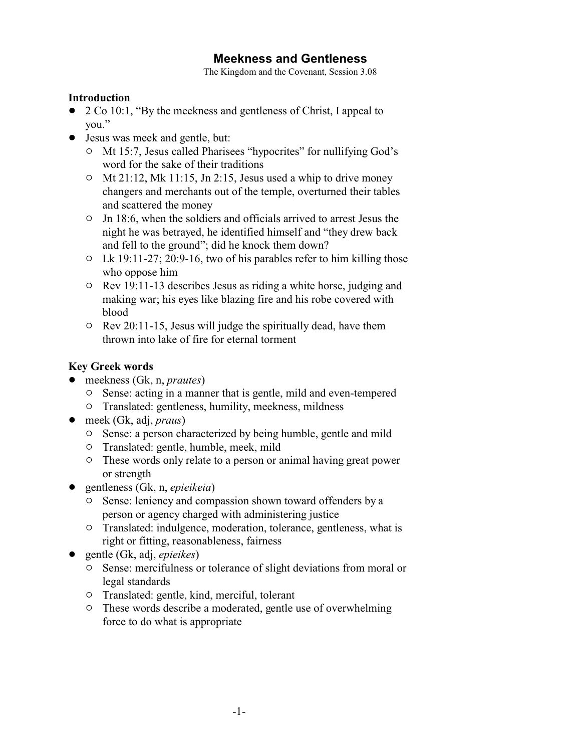# Meekness and Gentleness

The Kingdom and the Covenant, Session 3.08

## Introduction

- 2 Co 10:1, "By the meekness and gentleness of Christ, I appeal to you."
- Jesus was meek and gentle, but:
  - Mt 15:7, Jesus called Pharisees "hypocrites" for nullifying God's word for the sake of their traditions
  - Mt 21:12, Mk 11:15, Jn 2:15, Jesus used a whip to drive money changers and merchants out of the temple, overturned their tables and scattered the money
  - Jn 18:6, when the soldiers and officials arrived to arrest Jesus the night he was betrayed, he identified himself and "they drew back and fell to the ground"; did he knock them down?
  - Lk 19:11-27; 20:9-16, two of his parables refer to him killing those who oppose him
  - Rev 19:11-13 describes Jesus as riding a white horse, judging and making war; his eyes like blazing fire and his robe covered with blood
  - Rev 20:11-15, Jesus will judge the spiritually dead, have them thrown into lake of fire for eternal torment

## Key Greek words

- meekness (Gk, n, *prautes*)
  - Sense: acting in a manner that is gentle, mild and even-tempered
  - Translated: gentleness, humility, meekness, mildness
- meek (Gk, adj, *praus*)
  - Sense: a person characterized by being humble, gentle and mild
  - Translated: gentle, humble, meek, mild
  - These words only relate to a person or animal having great power or strength
- gentleness (Gk, n, *epieikeia*)
  - Sense: leniency and compassion shown toward offenders by a person or agency charged with administering justice
  - Translated: indulgence, moderation, tolerance, gentleness, what is right or fitting, reasonableness, fairness
- gentle (Gk, adj, *epieikes*)
  - Sense: mercifulness or tolerance of slight deviations from moral or legal standards
  - Translated: gentle, kind, merciful, tolerant
  - These words describe a moderated, gentle use of overwhelming force to do what is appropriate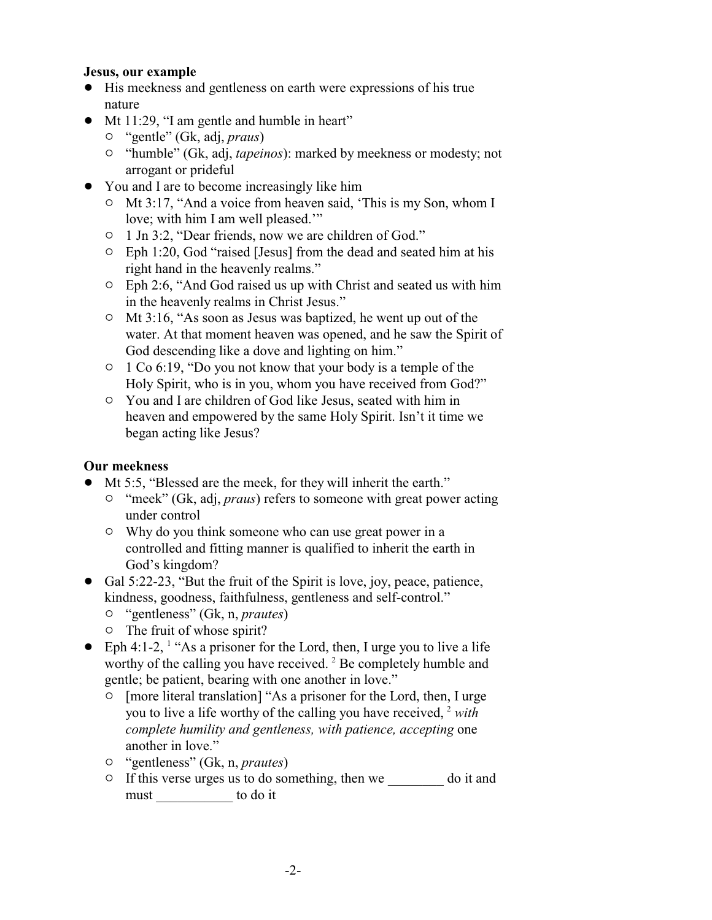**Jesus, our example**

- His meekness and gentleness on earth were expressions of his true nature
- Mt 11:29, "I am gentle and humble in heart"
  - "gentle" (Gk, adj, *praus*)
  - "humble" (Gk, adj, *tapeinos*): marked by meekness or modesty; not arrogant or prideful
- You and I are to become increasingly like him
  - Mt 3:17, "And a voice from heaven said, 'This is my Son, whom I love; with him I am well pleased.'"
  - 1 Jn 3:2, "Dear friends, now we are children of God."
  - Eph 1:20, God "raised [Jesus] from the dead and seated him at his right hand in the heavenly realms."
  - Eph 2:6, "And God raised us up with Christ and seated us with him in the heavenly realms in Christ Jesus."
  - Mt 3:16, "As soon as Jesus was baptized, he went up out of the water. At that moment heaven was opened, and he saw the Spirit of God descending like a dove and lighting on him."
  - 1 Co 6:19, "Do you not know that your body is a temple of the Holy Spirit, who is in you, whom you have received from God?"
  - You and I are children of God like Jesus, seated with him in heaven and empowered by the same Holy Spirit. Isn't it time we began acting like Jesus?

**Our meekness**

- Mt 5:5, "Blessed are the meek, for they will inherit the earth."
  - "meek" (Gk, adj, *praus*) refers to someone with great power acting under control
  - Why do you think someone who can use great power in a controlled and fitting manner is qualified to inherit the earth in God's kingdom?
- Gal 5:22-23, "But the fruit of the Spirit is love, joy, peace, patience, kindness, goodness, faithfulness, gentleness and self-control."
  - "gentleness" (Gk, n, *prautes*)
  - The fruit of whose spirit?
- Eph 4:1-2, [1] "As a prisoner for the Lord, then, I urge you to live a life worthy of the calling you have received. [2] Be completely humble and gentle; be patient, bearing with one another in love."
  - [more literal translation] "As a prisoner for the Lord, then, I urge you to live a life worthy of the calling you have received, [2] *with complete humility and gentleness, with patience, accepting* one another in love."
  - "gentleness" (Gk, n, *prautes*)
  - If this verse urges us to do something, then we ________ do it and must ___________ to do it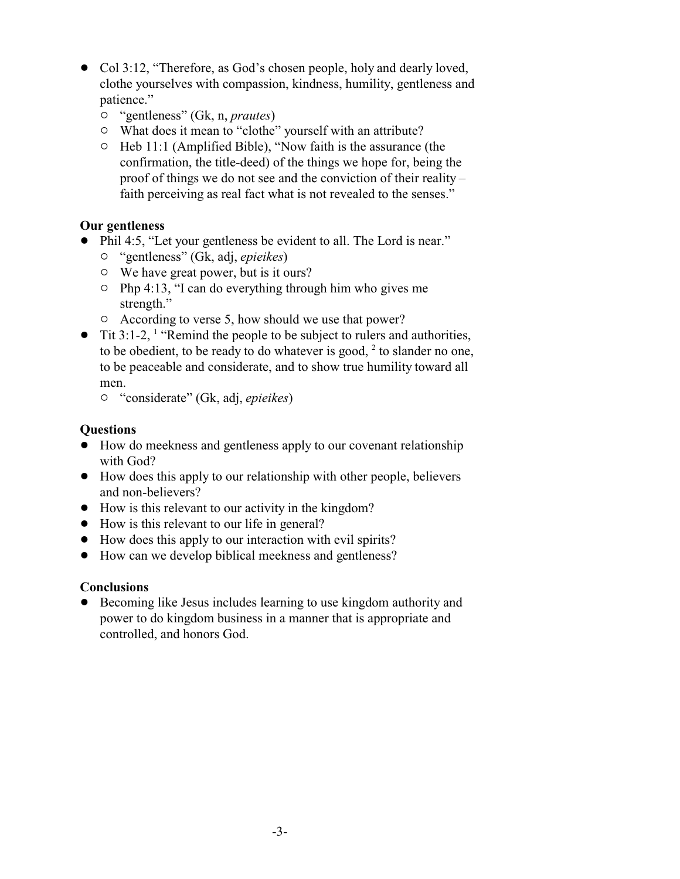- Col 3:12, "Therefore, as God's chosen people, holy and dearly loved, clothe yourselves with compassion, kindness, humility, gentleness and patience."
  - "gentleness" (Gk, n, *prautes*)
  - What does it mean to "clothe" yourself with an attribute?
  - Heb 11:1 (Amplified Bible), "Now faith is the assurance (the confirmation, the title-deed) of the things we hope for, being the proof of things we do not see and the conviction of their reality – faith perceiving as real fact what is not revealed to the senses."

**Our gentleness**

- Phil 4:5, "Let your gentleness be evident to all. The Lord is near."
  - "gentleness" (Gk, adj, *epieikes*)
  - We have great power, but is it ours?
  - Php 4:13, "I can do everything through him who gives me strength."
  - According to verse 5, how should we use that power?
- Tit 3:1-2, [1] "Remind the people to be subject to rulers and authorities, to be obedient, to be ready to do whatever is good, [2] to slander no one, to be peaceable and considerate, and to show true humility toward all men.
  - "considerate" (Gk, adj, *epieikes*)

**Questions**

- How do meekness and gentleness apply to our covenant relationship with God?
- How does this apply to our relationship with other people, believers and non-believers?
- How is this relevant to our activity in the kingdom?
- How is this relevant to our life in general?
- How does this apply to our interaction with evil spirits?
- How can we develop biblical meekness and gentleness?

**Conclusions**

- Becoming like Jesus includes learning to use kingdom authority and power to do kingdom business in a manner that is appropriate and controlled, and honors God.